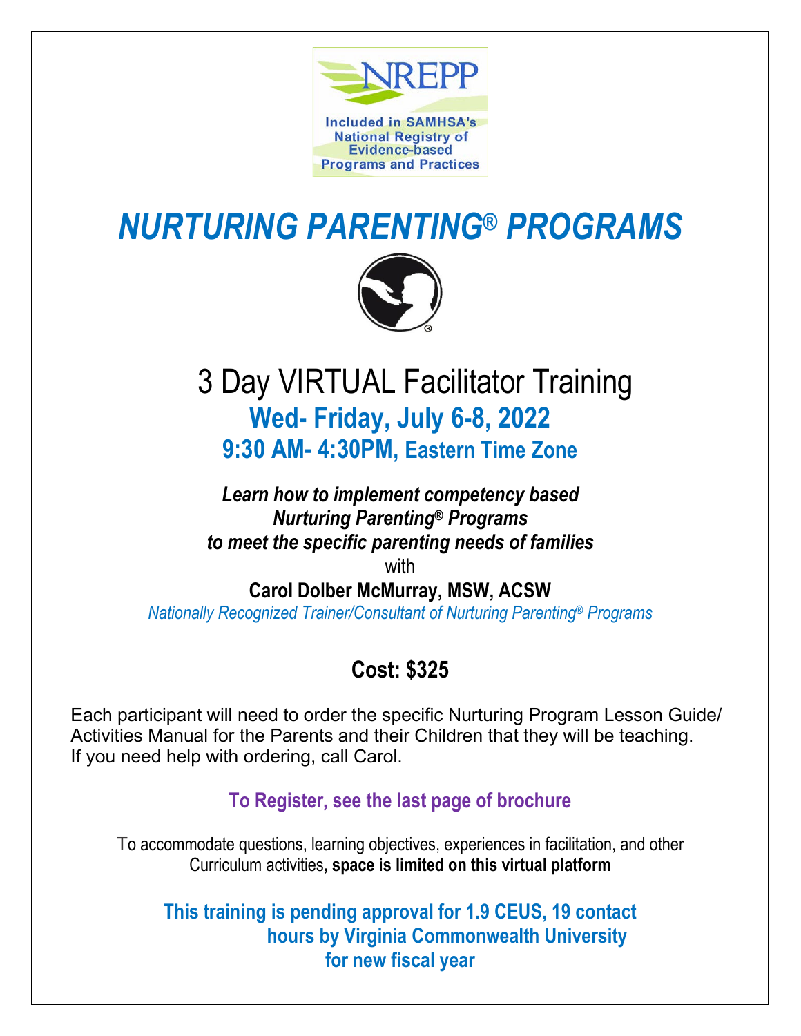NREPP

Included in SAMHSA's National Registry of Evidence-based Programs and Practices

# *NURTURING PARENTING® PROGRAMS*

## 3 Day VIRTUAL Facilitator Training

### Wed- Friday, July 6-8, 2022

### 9:30 AM- 4:30PM, Eastern Time Zone

***Learn how to implement competency based Nurturing Parenting® Programs to meet the specific parenting needs of families***

with

**Carol Dolber McMurray, MSW, ACSW**

*Nationally Recognized Trainer/Consultant of Nurturing Parenting® Programs*

**Cost: $325**

Each participant will need to order the specific Nurturing Program Lesson Guide/ Activities Manual for the Parents and their Children that they will be teaching. If you need help with ordering, call Carol.

**To Register, see the last page of brochure**

To accommodate questions, learning objectives, experiences in facilitation, and other Curriculum activities**, space is limited on this virtual platform**

**This training is pending approval for 1.9 CEUS, 19 contact hours by Virginia Commonwealth University for new fiscal year**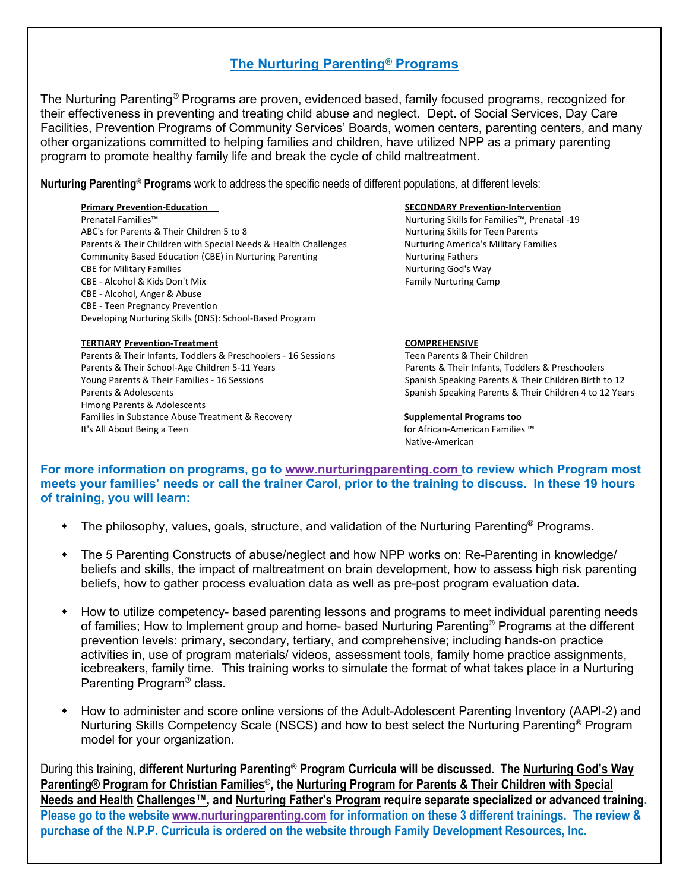## The Nurturing Parenting® Programs

The Nurturing Parenting® Programs are proven, evidenced based, family focused programs, recognized for their effectiveness in preventing and treating child abuse and neglect. Dept. of Social Services, Day Care Facilities, Prevention Programs of Community Services' Boards, women centers, parenting centers, and many other organizations committed to helping families and children, have utilized NPP as a primary parenting program to promote healthy family life and break the cycle of child maltreatment.

**Nurturing Parenting® Programs** work to address the specific needs of different populations, at different levels:

**Primary Prevention-Education**
- Prenatal Families™
- ABC's for Parents & Their Children 5 to 8
- Parents & Their Children with Special Needs & Health Challenges
- Community Based Education (CBE) in Nurturing Parenting
- CBE for Military Families
- CBE - Alcohol & Kids Don't Mix
- CBE - Alcohol, Anger & Abuse
- CBE - Teen Pregnancy Prevention
- Developing Nurturing Skills (DNS): School-Based Program

**SECONDARY Prevention-Intervention**
- Nurturing Skills for Families™, Prenatal -19
- Nurturing Skills for Teen Parents
- Nurturing America's Military Families
- Nurturing Fathers
- Nurturing God's Way
- Family Nurturing Camp

**TERTIARY Prevention-Treatment**
- Parents & Their Infants, Toddlers & Preschoolers - 16 Sessions
- Parents & Their School-Age Children 5-11 Years
- Young Parents & Their Families - 16 Sessions
- Parents & Adolescents
- Hmong Parents & Adolescents
- Families in Substance Abuse Treatment & Recovery
- It's All About Being a Teen

**COMPREHENSIVE**
- Teen Parents & Their Children
- Parents & Their Infants, Toddlers & Preschoolers
- Spanish Speaking Parents & Their Children Birth to 12
- Spanish Speaking Parents & Their Children 4 to 12 Years

**Supplemental Programs too**
- for African-American Families ™
- Native-American

**For more information on programs, go to www.nurturingparenting.com to review which Program most meets your families' needs or call the trainer Carol, prior to the training to discuss. In these 19 hours of training, you will learn:**

- The philosophy, values, goals, structure, and validation of the Nurturing Parenting® Programs.
- The 5 Parenting Constructs of abuse/neglect and how NPP works on: Re-Parenting in knowledge/ beliefs and skills, the impact of maltreatment on brain development, how to assess high risk parenting beliefs, how to gather process evaluation data as well as pre-post program evaluation data.
- How to utilize competency- based parenting lessons and programs to meet individual parenting needs of families; How to Implement group and home- based Nurturing Parenting® Programs at the different prevention levels: primary, secondary, tertiary, and comprehensive; including hands-on practice activities in, use of program materials/ videos, assessment tools, family home practice assignments, icebreakers, family time. This training works to simulate the format of what takes place in a Nurturing Parenting Program® class.
- How to administer and score online versions of the Adult-Adolescent Parenting Inventory (AAPI-2) and Nurturing Skills Competency Scale (NSCS) and how to best select the Nurturing Parenting® Program model for your organization.

During this training**, different Nurturing Parenting® Program Curricula will be discussed. The Nurturing God's Way Parenting® Program for Christian Families®, the Nurturing Program for Parents & Their Children with Special Needs and Health Challenges™, and Nurturing Father's Program require separate specialized or advanced training. Please go to the website www.nurturingparenting.com for information on these 3 different trainings. The review & purchase of the N.P.P. Curricula is ordered on the website through Family Development Resources, Inc.**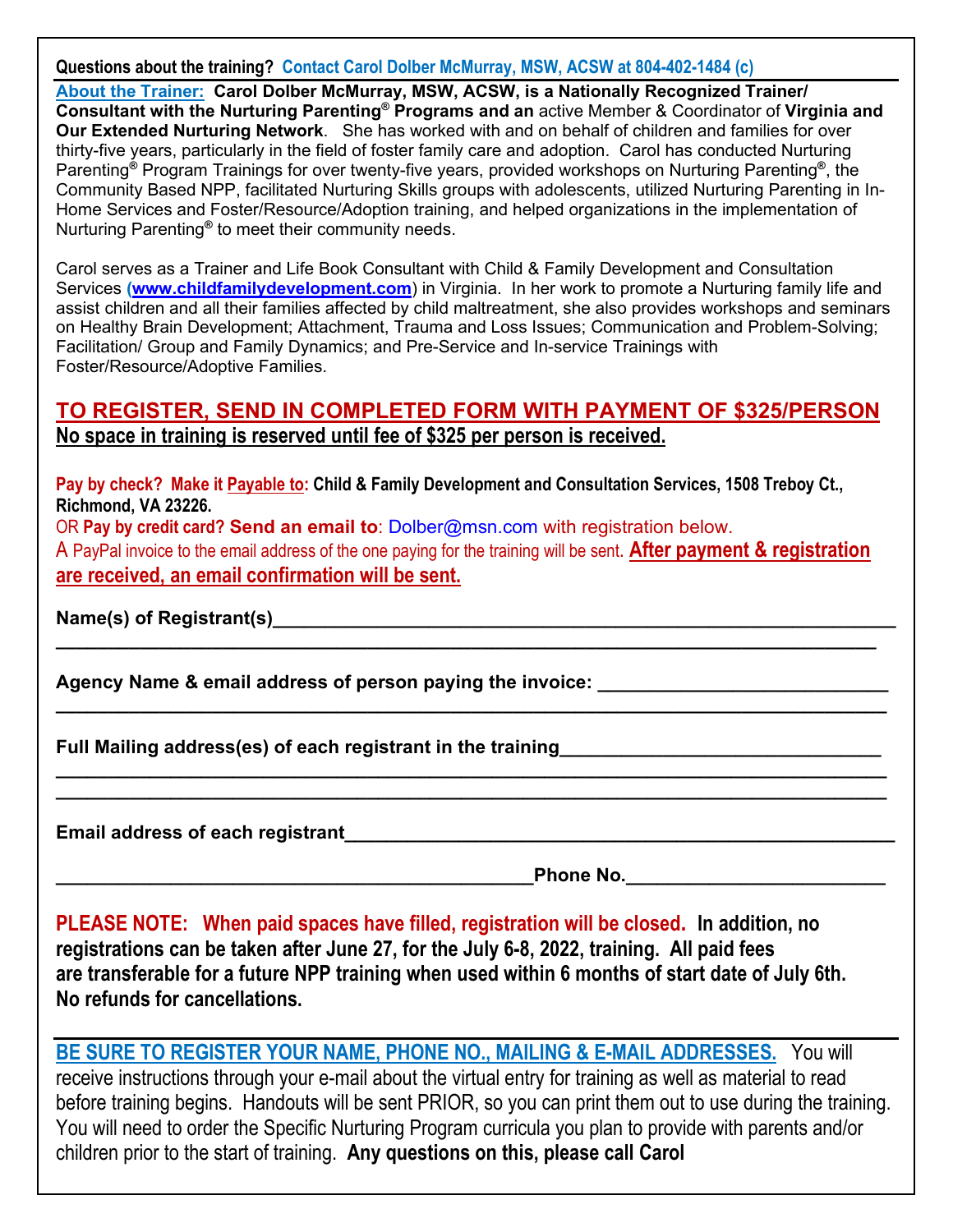**Questions about the training? Contact Carol Dolber McMurray, MSW, ACSW at 804-402-1484 (c)**

**About the Trainer:** **Carol Dolber McMurray, MSW, ACSW, is a Nationally Recognized Trainer/ Consultant with the Nurturing Parenting® Programs and an** active Member & Coordinator of **Virginia and Our Extended Nurturing Network**. She has worked with and on behalf of children and families for over thirty-five years, particularly in the field of foster family care and adoption. Carol has conducted Nurturing Parenting® Program Trainings for over twenty-five years, provided workshops on Nurturing Parenting®, the Community Based NPP, facilitated Nurturing Skills groups with adolescents, utilized Nurturing Parenting in In-Home Services and Foster/Resource/Adoption training, and helped organizations in the implementation of Nurturing Parenting® to meet their community needs.

Carol serves as a Trainer and Life Book Consultant with Child & Family Development and Consultation Services (**www.childfamilydevelopment.com**) in Virginia. In her work to promote a Nurturing family life and assist children and all their families affected by child maltreatment, she also provides workshops and seminars on Healthy Brain Development; Attachment, Trauma and Loss Issues; Communication and Problem-Solving; Facilitation/ Group and Family Dynamics; and Pre-Service and In-service Trainings with Foster/Resource/Adoptive Families.

## TO REGISTER, SEND IN COMPLETED FORM WITH PAYMENT OF $325/PERSON

**No space in training is reserved until fee of $325 per person is received.**

**Pay by check? Make it Payable to: Child & Family Development and Consultation Services, 1508 Treboy Ct., Richmond, VA 23226.**

OR **Pay by credit card? Send an email to**: Dolber@msn.com with registration below.

A PayPal invoice to the email address of the one paying for the training will be sent. **After payment & registration are received, an email confirmation will be sent.**

**Name(s) of Registrant(s)**\_\_\_\_\_\_\_\_\_\_\_\_\_\_\_\_\_\_\_\_\_\_\_\_\_\_\_\_\_\_\_\_\_\_\_\_\_\_\_\_\_\_\_\_\_\_\_\_\_\_\_\_\_\_\_\_\_\_\_\_\_\_\_\_

\_\_\_\_\_\_\_\_\_\_\_\_\_\_\_\_\_\_\_\_\_\_\_\_\_\_\_\_\_\_\_\_\_\_\_\_\_\_\_\_\_\_\_\_\_\_\_\_\_\_\_\_\_\_\_\_\_\_\_\_\_\_\_\_\_\_\_\_\_\_\_\_\_\_\_\_\_\_\_\_\_\_\_\_

**Agency Name & email address of person paying the invoice:** \_\_\_\_\_\_\_\_\_\_\_\_\_\_\_\_\_\_\_\_\_\_\_\_\_\_\_\_\_\_\_\_

\_\_\_\_\_\_\_\_\_\_\_\_\_\_\_\_\_\_\_\_\_\_\_\_\_\_\_\_\_\_\_\_\_\_\_\_\_\_\_\_\_\_\_\_\_\_\_\_\_\_\_\_\_\_\_\_\_\_\_\_\_\_\_\_\_\_\_\_\_\_\_\_\_\_\_\_\_\_\_\_\_\_\_\_

**Full Mailing address(es) of each registrant in the training**\_\_\_\_\_\_\_\_\_\_\_\_\_\_\_\_\_\_\_\_\_\_\_\_\_\_\_\_\_\_\_\_\_\_\_

\_\_\_\_\_\_\_\_\_\_\_\_\_\_\_\_\_\_\_\_\_\_\_\_\_\_\_\_\_\_\_\_\_\_\_\_\_\_\_\_\_\_\_\_\_\_\_\_\_\_\_\_\_\_\_\_\_\_\_\_\_\_\_\_\_\_\_\_\_\_\_\_\_\_\_\_\_\_\_\_\_\_\_\_

\_\_\_\_\_\_\_\_\_\_\_\_\_\_\_\_\_\_\_\_\_\_\_\_\_\_\_\_\_\_\_\_\_\_\_\_\_\_\_\_\_\_\_\_\_\_\_\_\_\_\_\_\_\_\_\_\_\_\_\_\_\_\_\_\_\_\_\_\_\_\_\_\_\_\_\_\_\_\_\_\_\_\_\_

**Email address of each registrant**\_\_\_\_\_\_\_\_\_\_\_\_\_\_\_\_\_\_\_\_\_\_\_\_\_\_\_\_\_\_\_\_\_\_\_\_\_\_\_\_\_\_\_\_\_\_\_\_\_\_\_\_\_\_\_\_\_\_\_

\_\_\_\_\_\_\_\_\_\_\_\_\_\_\_\_\_\_\_\_\_\_\_\_\_\_\_\_\_\_\_\_\_\_\_\_\_\_\_\_\_\_\_\_\_\_\_\_\_**Phone No.**\_\_\_\_\_\_\_\_\_\_\_\_\_\_\_\_\_\_\_\_\_\_\_\_\_\_\_\_\_

**PLEASE NOTE: When paid spaces have filled, registration will be closed. In addition, no registrations can be taken after June 27, for the July 6-8, 2022, training. All paid fees are transferable for a future NPP training when used within 6 months of start date of July 6th. No refunds for cancellations.**

**BE SURE TO REGISTER YOUR NAME, PHONE NO., MAILING & E-MAIL ADDRESSES.** You will receive instructions through your e-mail about the virtual entry for training as well as material to read before training begins. Handouts will be sent PRIOR, so you can print them out to use during the training. You will need to order the Specific Nurturing Program curricula you plan to provide with parents and/or children prior to the start of training. **Any questions on this, please call Carol**